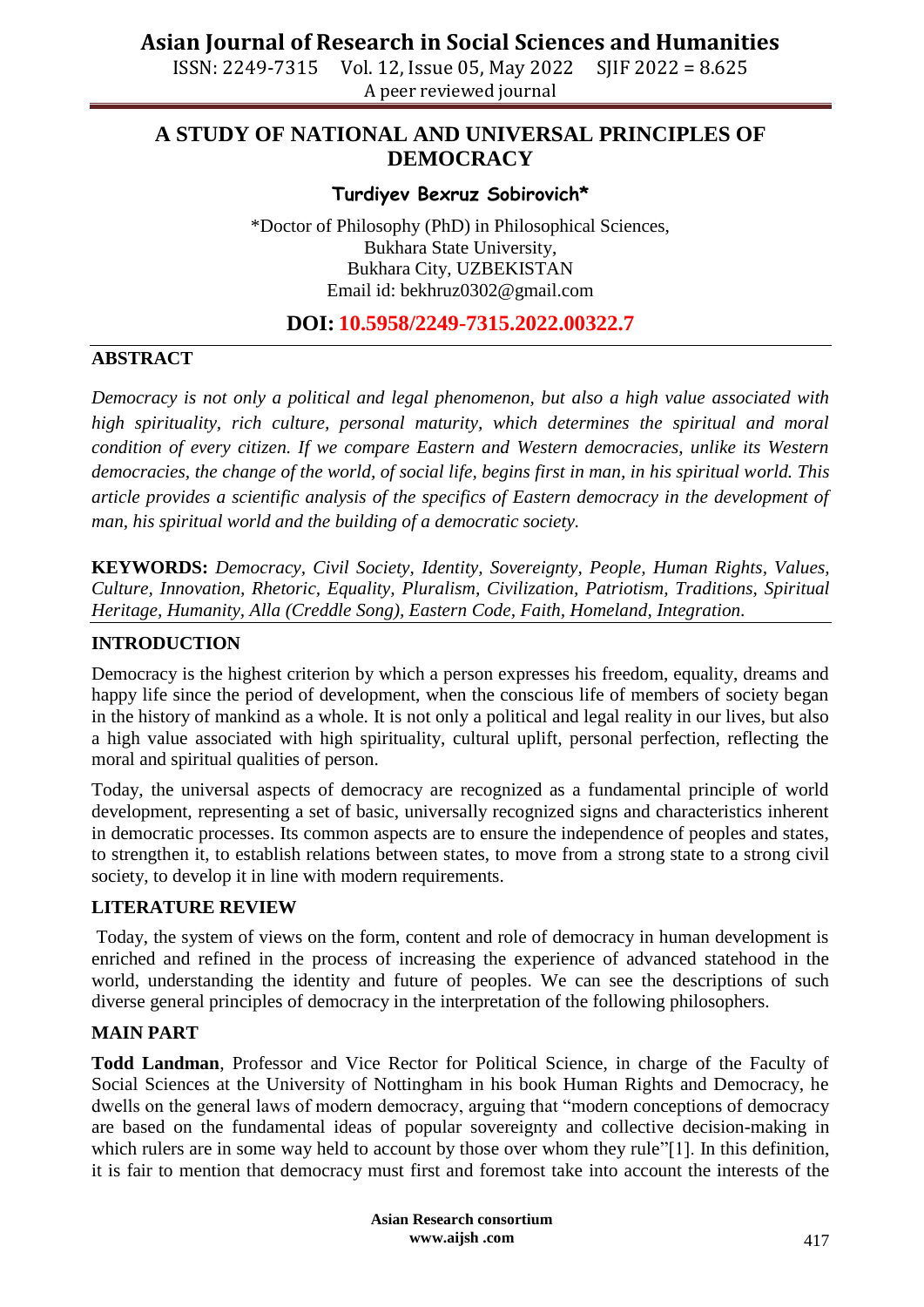# A STUDY OF NATIONAL AND UNIVERSAL PRINCIPLES OF DEMOCRACY

**Turdiyev Bexruz Sobirovich***

*Doctor of Philosophy (PhD) in Philosophical Sciences,
Bukhara State University,
Bukhara City, UZBEKISTAN
Email id: bekhruz0302@gmail.com

## DOI: 10.5958/2249-7315.2022.00322.7

## ABSTRACT

*Democracy is not only a political and legal phenomenon, but also a high value associated with high spirituality, rich culture, personal maturity, which determines the spiritual and moral condition of every citizen. If we compare Eastern and Western democracies, unlike its Western democracies, the change of the world, of social life, begins first in man, in his spiritual world. This article provides a scientific analysis of the specifics of Eastern democracy in the development of man, his spiritual world and the building of a democratic society.*

**KEYWORDS:** *Democracy, Civil Society, Identity, Sovereignty, People, Human Rights, Values, Culture, Innovation, Rhetoric, Equality, Pluralism, Civilization, Patriotism, Traditions, Spiritual Heritage, Humanity, Alla (Creddle Song), Eastern Code, Faith, Homeland, Integration.*

## INTRODUCTION

Democracy is the highest criterion by which a person expresses his freedom, equality, dreams and happy life since the period of development, when the conscious life of members of society began in the history of mankind as a whole. It is not only a political and legal reality in our lives, but also a high value associated with high spirituality, cultural uplift, personal perfection, reflecting the moral and spiritual qualities of person.

Today, the universal aspects of democracy are recognized as a fundamental principle of world development, representing a set of basic, universally recognized signs and characteristics inherent in democratic processes. Its common aspects are to ensure the independence of peoples and states, to strengthen it, to establish relations between states, to move from a strong state to a strong civil society, to develop it in line with modern requirements.

## LITERATURE REVIEW

Today, the system of views on the form, content and role of democracy in human development is enriched and refined in the process of increasing the experience of advanced statehood in the world, understanding the identity and future of peoples. We can see the descriptions of such diverse general principles of democracy in the interpretation of the following philosophers.

## MAIN PART

**Todd Landman**, Professor and Vice Rector for Political Science, in charge of the Faculty of Social Sciences at the University of Nottingham in his book Human Rights and Democracy, he dwells on the general laws of modern democracy, arguing that "modern conceptions of democracy are based on the fundamental ideas of popular sovereignty and collective decision-making in which rulers are in some way held to account by those over whom they rule"[1]. In this definition, it is fair to mention that democracy must first and foremost take into account the interests of the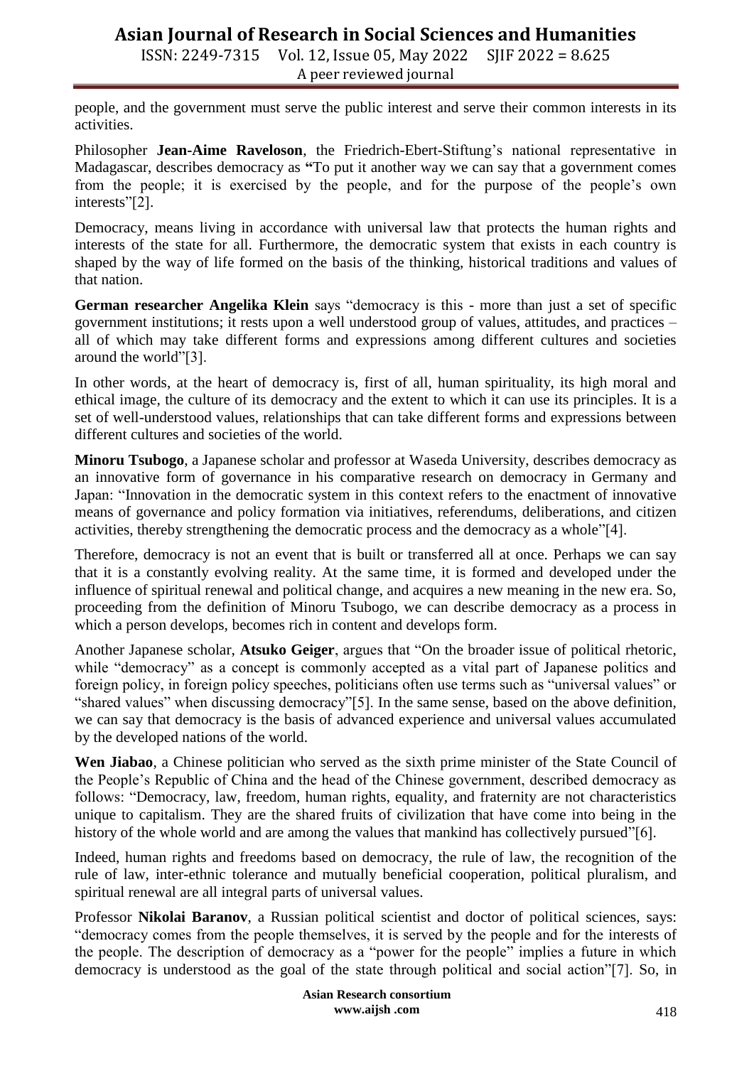people, and the government must serve the public interest and serve their common interests in its activities.

Philosopher **Jean-Aime Raveloson**, the Friedrich-Ebert-Stiftung's national representative in Madagascar, describes democracy as **"**To put it another way we can say that a government comes from the people; it is exercised by the people, and for the purpose of the people's own interests"[2].

Democracy, means living in accordance with universal law that protects the human rights and interests of the state for all. Furthermore, the democratic system that exists in each country is shaped by the way of life formed on the basis of the thinking, historical traditions and values of that nation.

**German researcher Angelika Klein** says "democracy is this - more than just a set of specific government institutions; it rests upon a well understood group of values, attitudes, and practices – all of which may take different forms and expressions among different cultures and societies around the world"[3].

In other words, at the heart of democracy is, first of all, human spirituality, its high moral and ethical image, the culture of its democracy and the extent to which it can use its principles. It is a set of well-understood values, relationships that can take different forms and expressions between different cultures and societies of the world.

**Minoru Tsubogo**, a Japanese scholar and professor at Waseda University, describes democracy as an innovative form of governance in his comparative research on democracy in Germany and Japan: "Innovation in the democratic system in this context refers to the enactment of innovative means of governance and policy formation via initiatives, referendums, deliberations, and citizen activities, thereby strengthening the democratic process and the democracy as a whole"[4].

Therefore, democracy is not an event that is built or transferred all at once. Perhaps we can say that it is a constantly evolving reality. At the same time, it is formed and developed under the influence of spiritual renewal and political change, and acquires a new meaning in the new era. So, proceeding from the definition of Minoru Tsubogo, we can describe democracy as a process in which a person develops, becomes rich in content and develops form.

Another Japanese scholar, **Atsuko Geiger**, argues that "On the broader issue of political rhetoric, while "democracy" as a concept is commonly accepted as a vital part of Japanese politics and foreign policy, in foreign policy speeches, politicians often use terms such as "universal values" or "shared values" when discussing democracy"[5]. In the same sense, based on the above definition, we can say that democracy is the basis of advanced experience and universal values accumulated by the developed nations of the world.

**Wen Jiabao**, a Chinese politician who served as the sixth prime minister of the State Council of the People's Republic of China and the head of the Chinese government, described democracy as follows: "Democracy, law, freedom, human rights, equality, and fraternity are not characteristics unique to capitalism. They are the shared fruits of civilization that have come into being in the history of the whole world and are among the values that mankind has collectively pursued"[6].

Indeed, human rights and freedoms based on democracy, the rule of law, the recognition of the rule of law, inter-ethnic tolerance and mutually beneficial cooperation, political pluralism, and spiritual renewal are all integral parts of universal values.

Professor **Nikolai Baranov**, a Russian political scientist and doctor of political sciences, says: "democracy comes from the people themselves, it is served by the people and for the interests of the people. The description of democracy as a "power for the people" implies a future in which democracy is understood as the goal of the state through political and social action"[7]. So, in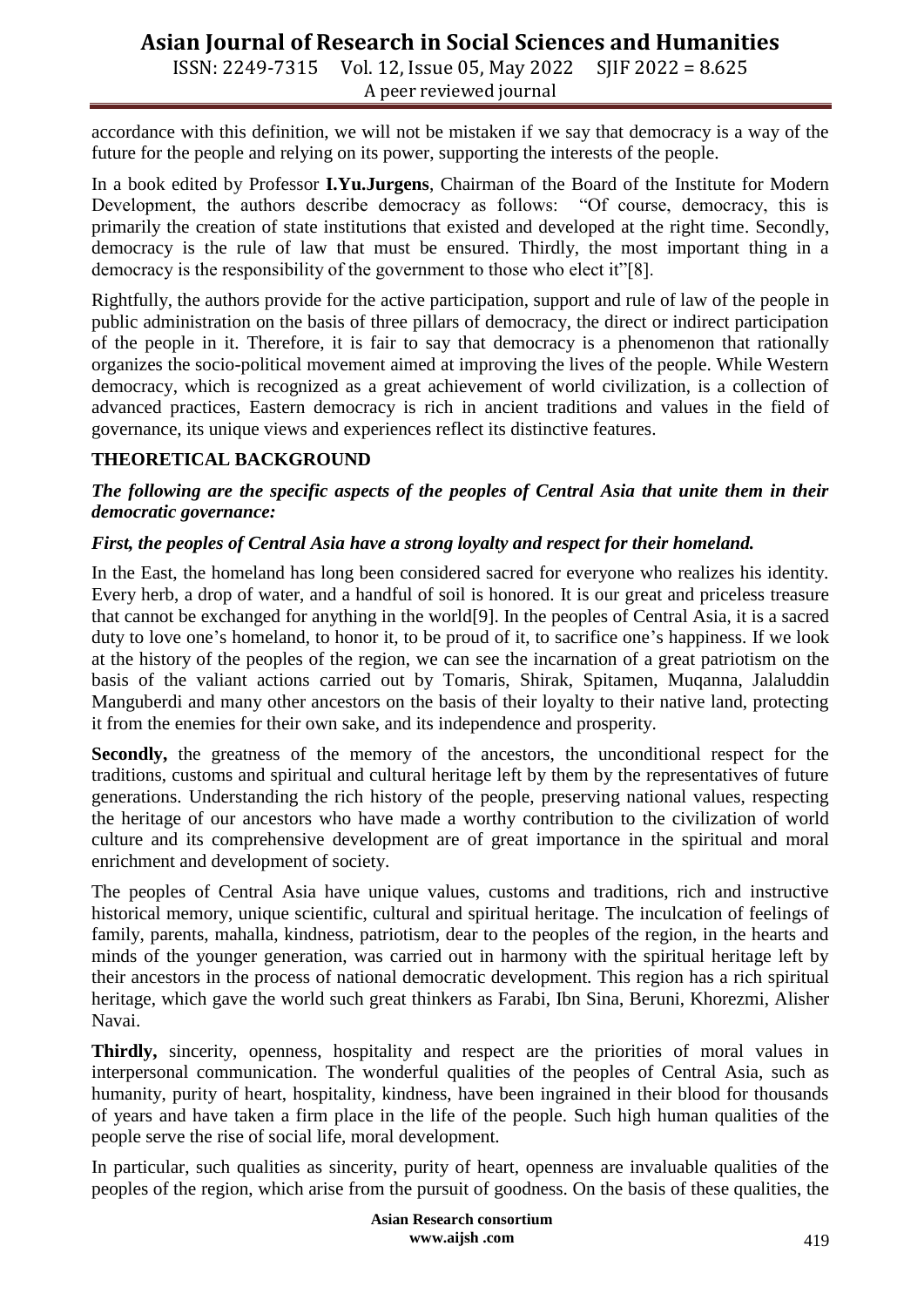accordance with this definition, we will not be mistaken if we say that democracy is a way of the future for the people and relying on its power, supporting the interests of the people.

In a book edited by Professor **I.Yu.Jurgens**, Chairman of the Board of the Institute for Modern Development, the authors describe democracy as follows: "Of course, democracy, this is primarily the creation of state institutions that existed and developed at the right time. Secondly, democracy is the rule of law that must be ensured. Thirdly, the most important thing in a democracy is the responsibility of the government to those who elect it"[8].

Rightfully, the authors provide for the active participation, support and rule of law of the people in public administration on the basis of three pillars of democracy, the direct or indirect participation of the people in it. Therefore, it is fair to say that democracy is a phenomenon that rationally organizes the socio-political movement aimed at improving the lives of the people. While Western democracy, which is recognized as a great achievement of world civilization, is a collection of advanced practices, Eastern democracy is rich in ancient traditions and values in the field of governance, its unique views and experiences reflect its distinctive features.

## THEORETICAL BACKGROUND

***The following are the specific aspects of the peoples of Central Asia that unite them in their democratic governance:***

***First, the peoples of Central Asia have a strong loyalty and respect for their homeland.***

In the East, the homeland has long been considered sacred for everyone who realizes his identity. Every herb, a drop of water, and a handful of soil is honored. It is our great and priceless treasure that cannot be exchanged for anything in the world[9]. In the peoples of Central Asia, it is a sacred duty to love one's homeland, to honor it, to be proud of it, to sacrifice one's happiness. If we look at the history of the peoples of the region, we can see the incarnation of a great patriotism on the basis of the valiant actions carried out by Tomaris, Shirak, Spitamen, Muqanna, Jalaluddin Manguberdi and many other ancestors on the basis of their loyalty to their native land, protecting it from the enemies for their own sake, and its independence and prosperity.

**Secondly,** the greatness of the memory of the ancestors, the unconditional respect for the traditions, customs and spiritual and cultural heritage left by them by the representatives of future generations. Understanding the rich history of the people, preserving national values, respecting the heritage of our ancestors who have made a worthy contribution to the civilization of world culture and its comprehensive development are of great importance in the spiritual and moral enrichment and development of society.

The peoples of Central Asia have unique values, customs and traditions, rich and instructive historical memory, unique scientific, cultural and spiritual heritage. The inculcation of feelings of family, parents, mahalla, kindness, patriotism, dear to the peoples of the region, in the hearts and minds of the younger generation, was carried out in harmony with the spiritual heritage left by their ancestors in the process of national democratic development. This region has a rich spiritual heritage, which gave the world such great thinkers as Farabi, Ibn Sina, Beruni, Khorezmi, Alisher Navai.

**Thirdly,** sincerity, openness, hospitality and respect are the priorities of moral values in interpersonal communication. The wonderful qualities of the peoples of Central Asia, such as humanity, purity of heart, hospitality, kindness, have been ingrained in their blood for thousands of years and have taken a firm place in the life of the people. Such high human qualities of the people serve the rise of social life, moral development.

In particular, such qualities as sincerity, purity of heart, openness are invaluable qualities of the peoples of the region, which arise from the pursuit of goodness. On the basis of these qualities, the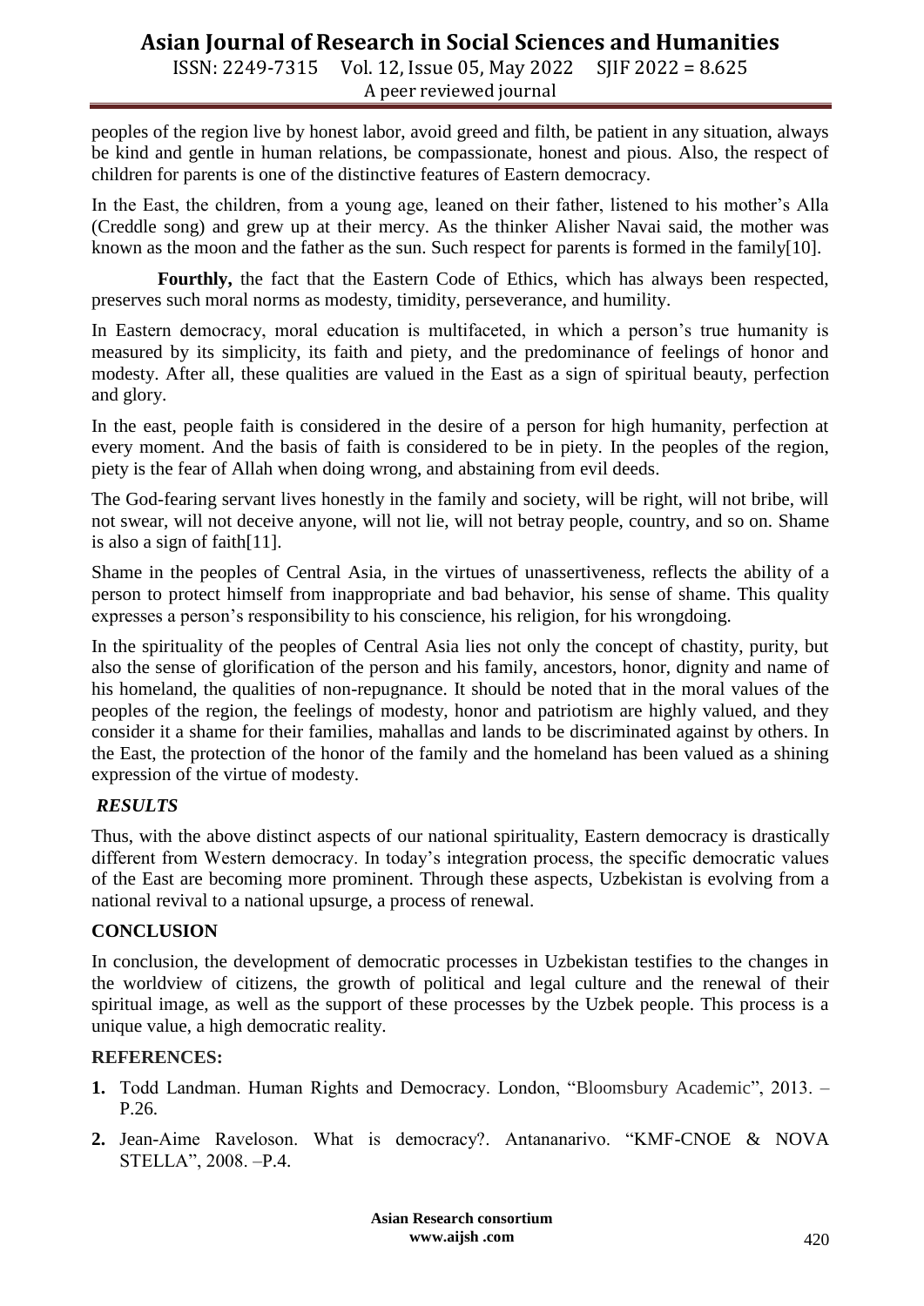peoples of the region live by honest labor, avoid greed and filth, be patient in any situation, always be kind and gentle in human relations, be compassionate, honest and pious. Also, the respect of children for parents is one of the distinctive features of Eastern democracy.

In the East, the children, from a young age, leaned on their father, listened to his mother's Alla (Creddle song) and grew up at their mercy. As the thinker Alisher Navai said, the mother was known as the moon and the father as the sun. Such respect for parents is formed in the family[10].

**Fourthly,** the fact that the Eastern Code of Ethics, which has always been respected, preserves such moral norms as modesty, timidity, perseverance, and humility.

In Eastern democracy, moral education is multifaceted, in which a person's true humanity is measured by its simplicity, its faith and piety, and the predominance of feelings of honor and modesty. After all, these qualities are valued in the East as a sign of spiritual beauty, perfection and glory.

In the east, people faith is considered in the desire of a person for high humanity, perfection at every moment. And the basis of faith is considered to be in piety. In the peoples of the region, piety is the fear of Allah when doing wrong, and abstaining from evil deeds.

The God-fearing servant lives honestly in the family and society, will be right, will not bribe, will not swear, will not deceive anyone, will not lie, will not betray people, country, and so on. Shame is also a sign of faith[11].

Shame in the peoples of Central Asia, in the virtues of unassertiveness, reflects the ability of a person to protect himself from inappropriate and bad behavior, his sense of shame. This quality expresses a person's responsibility to his conscience, his religion, for his wrongdoing.

In the spirituality of the peoples of Central Asia lies not only the concept of chastity, purity, but also the sense of glorification of the person and his family, ancestors, honor, dignity and name of his homeland, the qualities of non-repugnance. It should be noted that in the moral values of the peoples of the region, the feelings of modesty, honor and patriotism are highly valued, and they consider it a shame for their families, mahallas and lands to be discriminated against by others. In the East, the protection of the honor of the family and the homeland has been valued as a shining expression of the virtue of modesty.

### *RESULTS*

Thus, with the above distinct aspects of our national spirituality, Eastern democracy is drastically different from Western democracy. In today's integration process, the specific democratic values of the East are becoming more prominent. Through these aspects, Uzbekistan is evolving from a national revival to a national upsurge, a process of renewal.

### CONCLUSION

In conclusion, the development of democratic processes in Uzbekistan testifies to the changes in the worldview of citizens, the growth of political and legal culture and the renewal of their spiritual image, as well as the support of these processes by the Uzbek people. This process is a unique value, a high democratic reality.

### REFERENCES:

1. Todd Landman. Human Rights and Democracy. London, "Bloomsbury Academic", 2013. – P.26.
2. Jean-Aime Raveloson. What is democracy?. Antananarivo. "KMF-CNOE & NOVA STELLA", 2008. –P.4.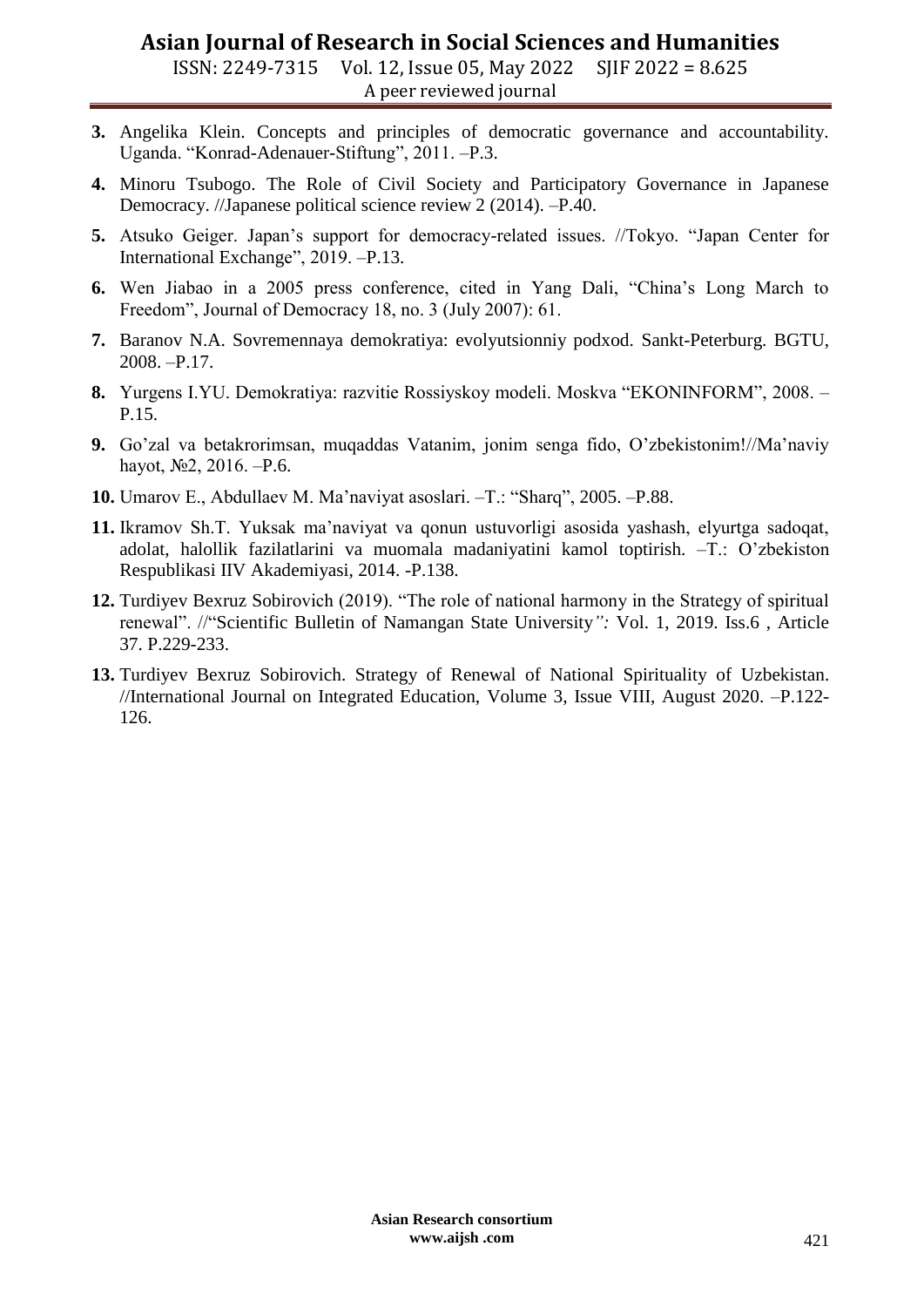3. Angelika Klein. Concepts and principles of democratic governance and accountability. Uganda. "Konrad-Adenauer-Stiftung", 2011. –P.3.
4. Minoru Tsubogo. The Role of Civil Society and Participatory Governance in Japanese Democracy. //Japanese political science review 2 (2014). –P.40.
5. Atsuko Geiger. Japan's support for democracy-related issues. //Tokyo. "Japan Center for International Exchange", 2019. –P.13.
6. Wen Jiabao in a 2005 press conference, cited in Yang Dali, "China's Long March to Freedom", Journal of Democracy 18, no. 3 (July 2007): 61.
7. Baranov N.A. Sovremennaya demokratiya: evolyutsionniy podxod. Sankt-Peterburg. BGTU, 2008. –P.17.
8. Yurgens I.YU. Demokratiya: razvitie Rossiyskoy modeli. Moskva "EKONINFORM", 2008. –P.15.
9. Go'zal va betakrorimsan, muqaddas Vatanim, jonim senga fido, O'zbekistonim!//Ma'naviy hayot, №2, 2016. –P.6.
10. Umarov E., Abdullaev M. Ma'naviyat asoslari. –T.: "Sharq", 2005. –P.88.
11. Ikramov Sh.T. Yuksak ma'naviyat va qonun ustuvorligi asosida yashash, elyurtga sadoqat, adolat, halollik fazilatlarini va muomala madaniyatini kamol toptirish. –T.: O'zbekiston Respublikasi IIV Akademiyasi, 2014. -P.138.
12. Turdiyev Bexruz Sobirovich (2019). "The role of national harmony in the Strategy of spiritual renewal". //"Scientific Bulletin of Namangan State University*":* Vol. 1, 2019. Iss.6 , Article 37. P.229-233.
13. Turdiyev Bexruz Sobirovich. Strategy of Renewal of National Spirituality of Uzbekistan. //International Journal on Integrated Education, Volume 3, Issue VIII, August 2020. –P.122-126.